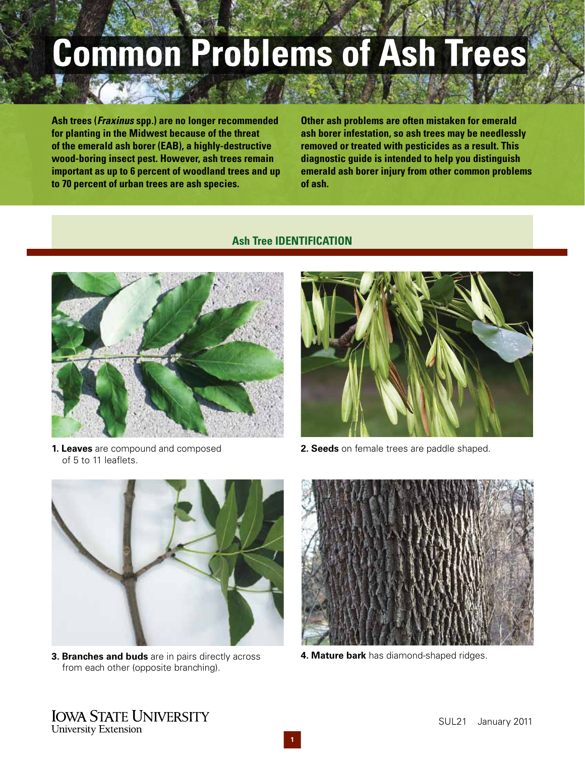# Common Problems of Ash Trees

**Ash trees (*Fraxinus* spp.) are no longer recommended for planting in the Midwest because of the threat of the emerald ash borer (EAB), a highly-destructive wood-boring insect pest. However, ash trees remain important as up to 6 percent of woodland trees and up to 70 percent of urban trees are ash species.**

**Other ash problems are often mistaken for emerald ash borer infestation, so ash trees may be needlessly removed or treated with pesticides as a result. This diagnostic guide is intended to help you distinguish emerald ash borer injury from other common problems of ash.**

## Ash Tree IDENTIFICATION

**1. Leaves** are compound and composed of 5 to 11 leaflets.

**2. Seeds** on female trees are paddle shaped.

**3. Branches and buds** are in pairs directly across from each other (opposite branching).

**4. Mature bark** has diamond-shaped ridges.

Iowa State University
University Extension

SUL21 January 2011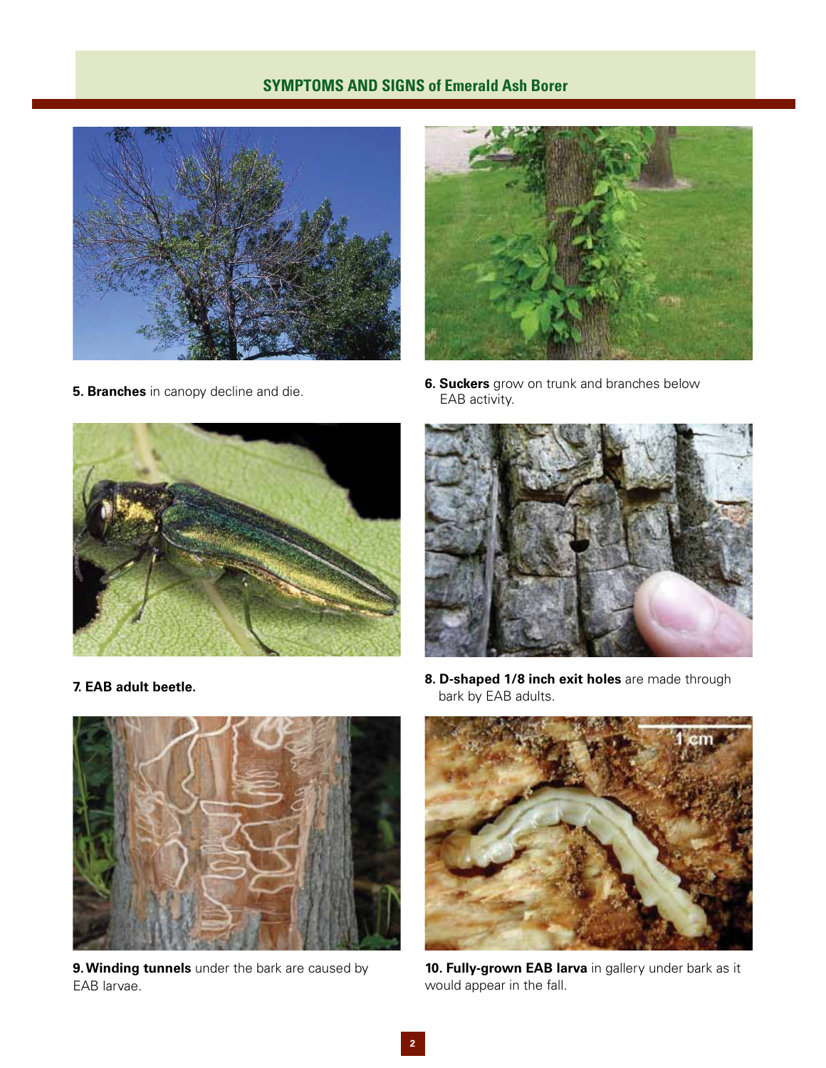## SYMPTOMS AND SIGNS of Emerald Ash Borer

**5. Branches** in canopy decline and die.

**6. Suckers** grow on trunk and branches below EAB activity.

**7. EAB adult beetle.**

**8. D-shaped 1/8 inch exit holes** are made through bark by EAB adults.

**9. Winding tunnels** under the bark are caused by EAB larvae.

**10. Fully-grown EAB larva** in gallery under bark as it would appear in the fall.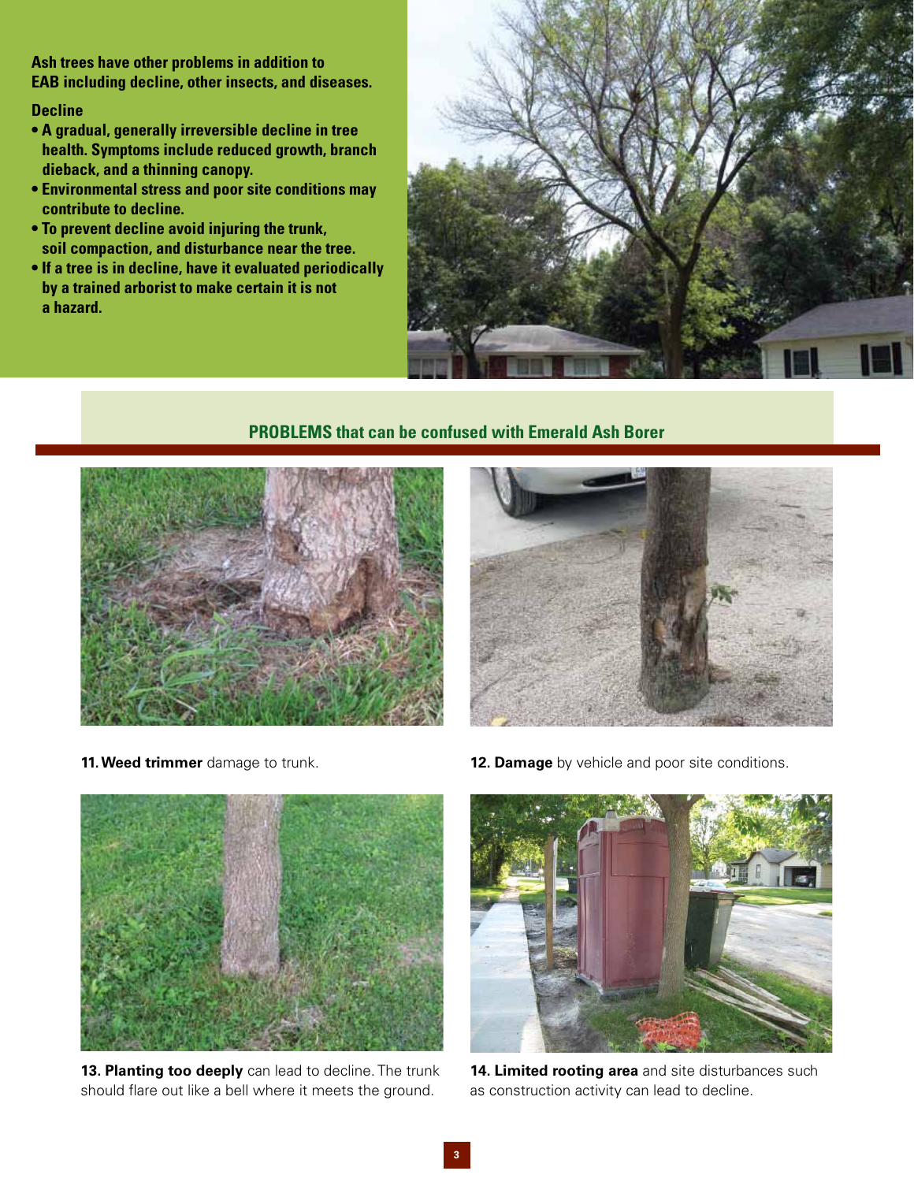**Ash trees have other problems in addition to EAB including decline, other insects, and diseases.**

**Decline**

- **A gradual, generally irreversible decline in tree health. Symptoms include reduced growth, branch dieback, and a thinning canopy.**
- **Environmental stress and poor site conditions may contribute to decline.**
- **To prevent decline avoid injuring the trunk, soil compaction, and disturbance near the tree.**
- **If a tree is in decline, have it evaluated periodically by a trained arborist to make certain it is not a hazard.**

## PROBLEMS that can be confused with Emerald Ash Borer

**11. Weed trimmer** damage to trunk.

**12. Damage** by vehicle and poor site conditions.

**13. Planting too deeply** can lead to decline. The trunk should flare out like a bell where it meets the ground.

**14. Limited rooting area** and site disturbances such as construction activity can lead to decline.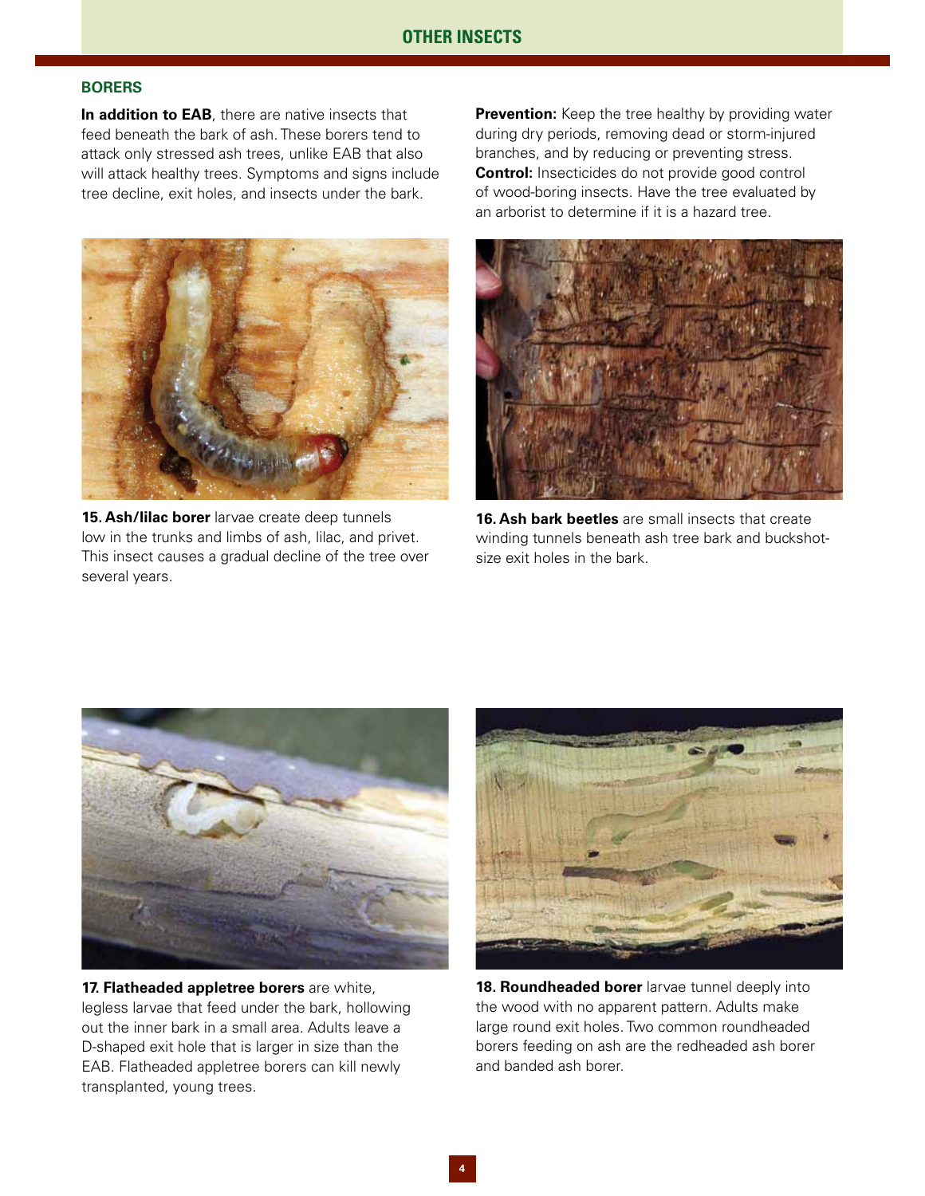## OTHER INSECTS

### BORERS

**In addition to EAB**, there are native insects that feed beneath the bark of ash. These borers tend to attack only stressed ash trees, unlike EAB that also will attack healthy trees. Symptoms and signs include tree decline, exit holes, and insects under the bark.

**Prevention:** Keep the tree healthy by providing water during dry periods, removing dead or storm-injured branches, and by reducing or preventing stress.
**Control:** Insecticides do not provide good control of wood-boring insects. Have the tree evaluated by an arborist to determine if it is a hazard tree.

**15. Ash/lilac borer** larvae create deep tunnels low in the trunks and limbs of ash, lilac, and privet. This insect causes a gradual decline of the tree over several years.

**16. Ash bark beetles** are small insects that create winding tunnels beneath ash tree bark and buckshot-size exit holes in the bark.

**17. Flatheaded appletree borers** are white, legless larvae that feed under the bark, hollowing out the inner bark in a small area. Adults leave a D-shaped exit hole that is larger in size than the EAB. Flatheaded appletree borers can kill newly transplanted, young trees.

**18. Roundheaded borer** larvae tunnel deeply into the wood with no apparent pattern. Adults make large round exit holes. Two common roundheaded borers feeding on ash are the redheaded ash borer and banded ash borer.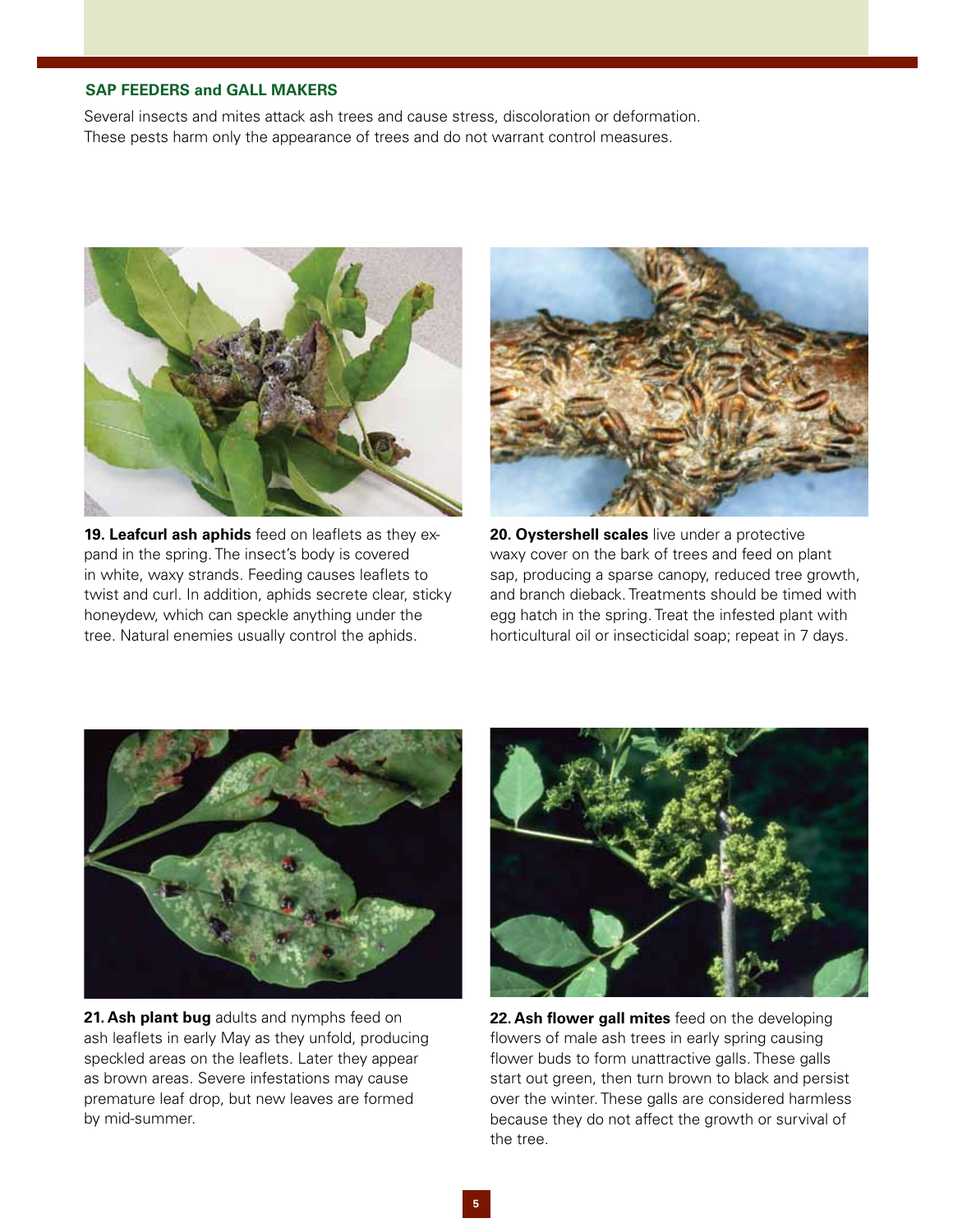## SAP FEEDERS and GALL MAKERS

Several insects and mites attack ash trees and cause stress, discoloration or deformation. These pests harm only the appearance of trees and do not warrant control measures.

**19. Leafcurl ash aphids** feed on leaflets as they expand in the spring. The insect's body is covered in white, waxy strands. Feeding causes leaflets to twist and curl. In addition, aphids secrete clear, sticky honeydew, which can speckle anything under the tree. Natural enemies usually control the aphids.

**20. Oystershell scales** live under a protective waxy cover on the bark of trees and feed on plant sap, producing a sparse canopy, reduced tree growth, and branch dieback. Treatments should be timed with egg hatch in the spring. Treat the infested plant with horticultural oil or insecticidal soap; repeat in 7 days.

**21. Ash plant bug** adults and nymphs feed on ash leaflets in early May as they unfold, producing speckled areas on the leaflets. Later they appear as brown areas. Severe infestations may cause premature leaf drop, but new leaves are formed by mid-summer.

**22. Ash flower gall mites** feed on the developing flowers of male ash trees in early spring causing flower buds to form unattractive galls. These galls start out green, then turn brown to black and persist over the winter. These galls are considered harmless because they do not affect the growth or survival of the tree.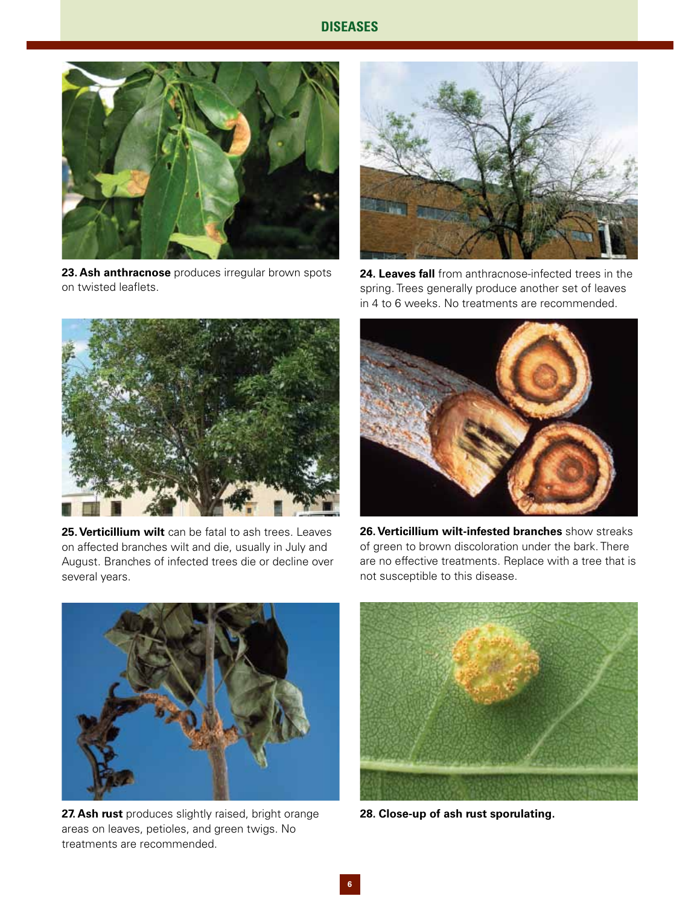## DISEASES

**23. Ash anthracnose** produces irregular brown spots on twisted leaflets.

**24. Leaves fall** from anthracnose-infected trees in the spring. Trees generally produce another set of leaves in 4 to 6 weeks. No treatments are recommended.

**25. Verticillium wilt** can be fatal to ash trees. Leaves on affected branches wilt and die, usually in July and August. Branches of infected trees die or decline over several years.

**26. Verticillium wilt-infested branches** show streaks of green to brown discoloration under the bark. There are no effective treatments. Replace with a tree that is not susceptible to this disease.

**27. Ash rust** produces slightly raised, bright orange areas on leaves, petioles, and green twigs. No treatments are recommended.

**28. Close-up of ash rust sporulating.**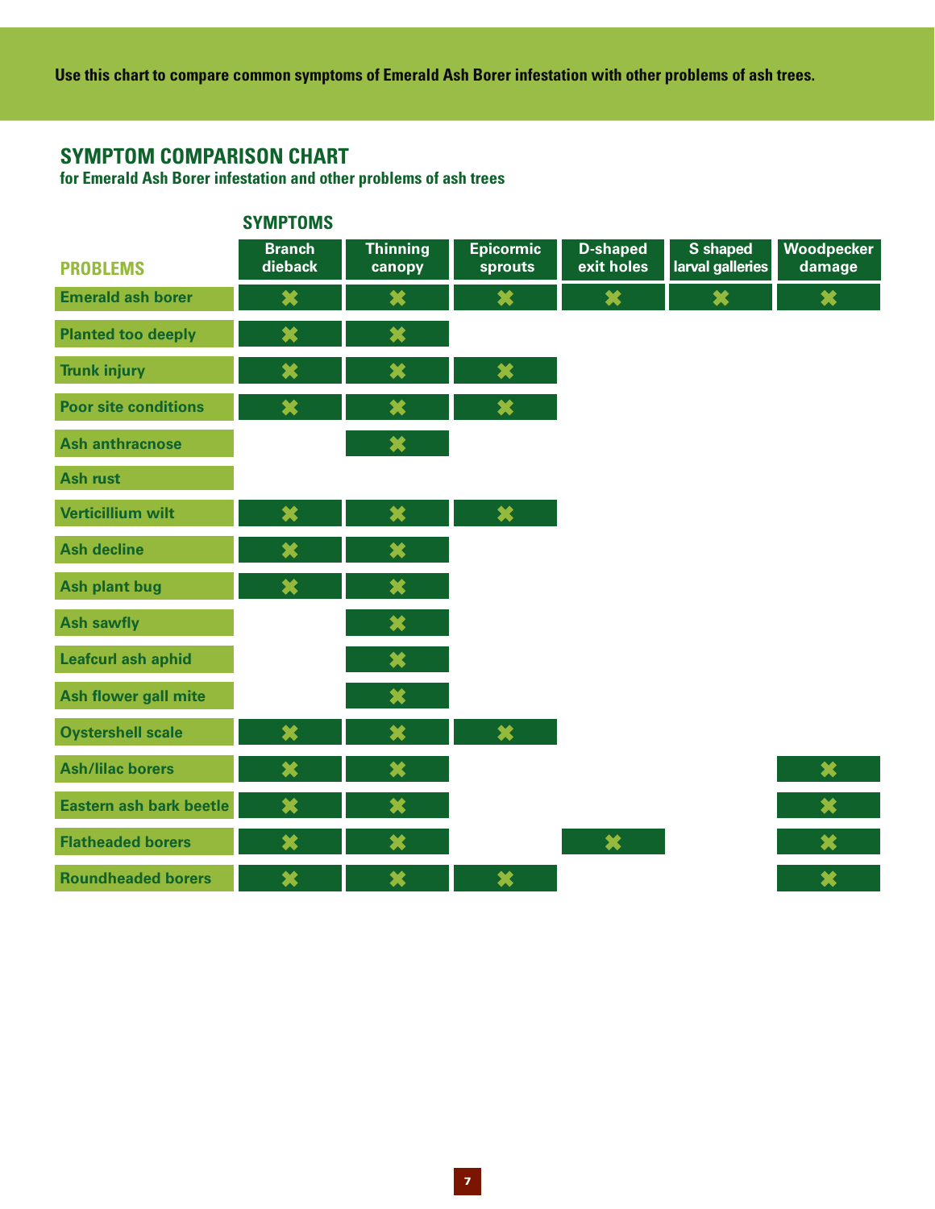Use this chart to compare common symptoms of Emerald Ash Borer infestation with other problems of ash trees.

## SYMPTOM COMPARISON CHART

**for Emerald Ash Borer infestation and other problems of ash trees**

| PROBLEMS | Branch dieback | Thinning canopy | Epicormic sprouts | D-shaped exit holes | S shaped larval galleries | Woodpecker damage |
|---|---|---|---|---|---|---|
| Emerald ash borer | ✖ | ✖ | ✖ | ✖ | ✖ | ✖ |
| Planted too deeply | ✖ | ✖ | | | | |
| Trunk injury | ✖ | ✖ | ✖ | | | |
| Poor site conditions | ✖ | ✖ | ✖ | | | |
| Ash anthracnose | | ✖ | | | | |
| Ash rust | | | | | | |
| Verticillium wilt | ✖ | ✖ | ✖ | | | |
| Ash decline | ✖ | ✖ | | | | |
| Ash plant bug | ✖ | ✖ | | | | |
| Ash sawfly | | ✖ | | | | |
| Leafcurl ash aphid | | ✖ | | | | |
| Ash flower gall mite | | ✖ | | | | |
| Oystershell scale | ✖ | ✖ | ✖ | | | |
| Ash/lilac borers | ✖ | ✖ | | | | ✖ |
| Eastern ash bark beetle | ✖ | ✖ | | | | ✖ |
| Flatheaded borers | ✖ | ✖ | | ✖ | | ✖ |
| Roundheaded borers | ✖ | ✖ | ✖ | | | ✖ |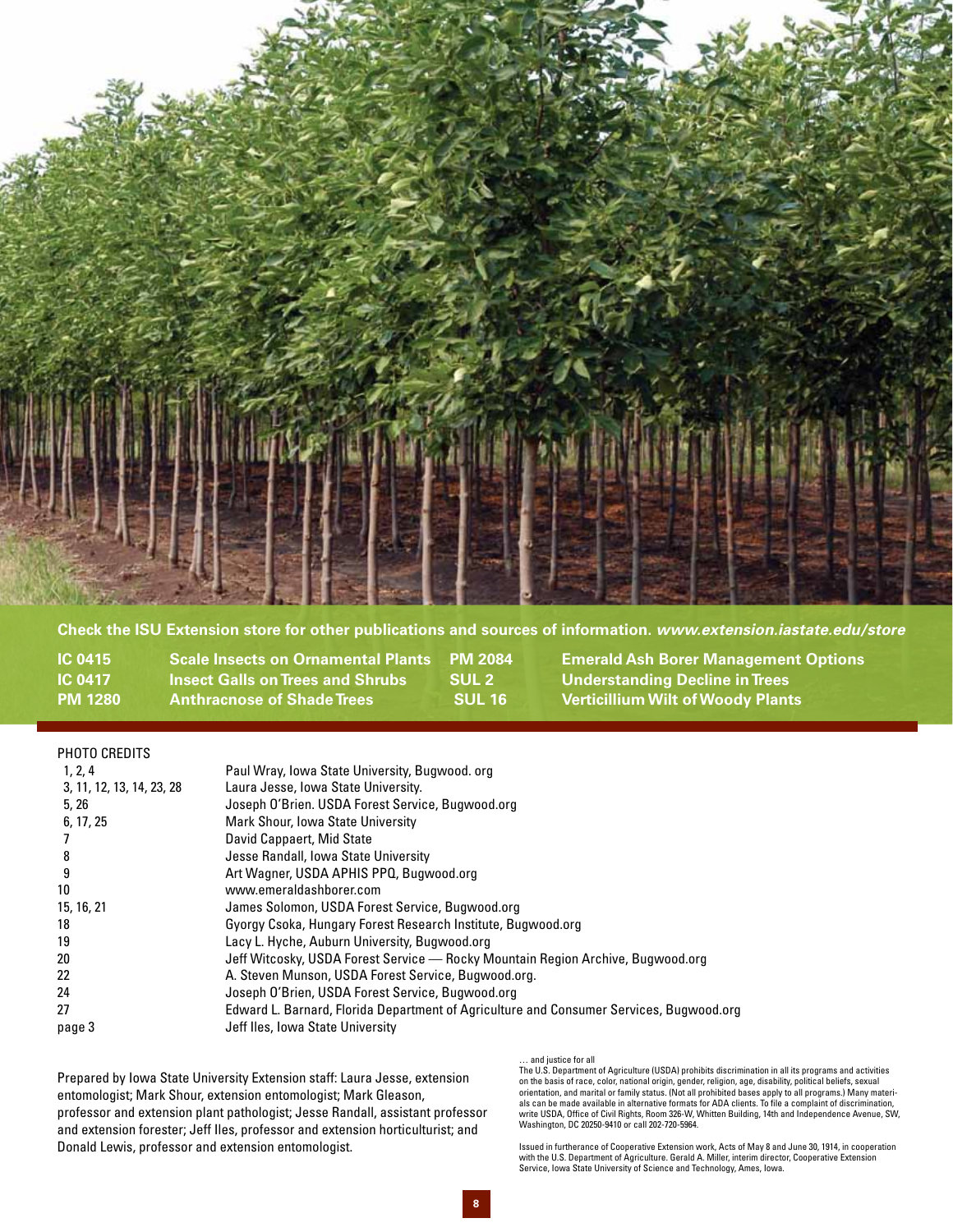Check the ISU Extension store for other publications and sources of information. ***www.extension.iastate.edu/store***

| | | | |
|---|---|---|---|
| **IC 0415** | **Scale Insects on Ornamental Plants** | **PM 2084** | **Emerald Ash Borer Management Options** |
| **IC 0417** | **Insect Galls on Trees and Shrubs** | **SUL 2** | **Understanding Decline in Trees** |
| **PM 1280** | **Anthracnose of Shade Trees** | **SUL 16** | **Verticillium Wilt of Woody Plants** |

PHOTO CREDITS

| | |
|---|---|
| 1, 2, 4 | Paul Wray, Iowa State University, Bugwood. org |
| 3, 11, 12, 13, 14, 23, 28 | Laura Jesse, Iowa State University. |
| 5, 26 | Joseph O'Brien. USDA Forest Service, Bugwood.org |
| 6, 17, 25 | Mark Shour, Iowa State University |
| 7 | David Cappaert, Mid State |
| 8 | Jesse Randall, Iowa State University |
| 9 | Art Wagner, USDA APHIS PPQ, Bugwood.org |
| 10 | www.emeraldashborer.com |
| 15, 16, 21 | James Solomon, USDA Forest Service, Bugwood.org |
| 18 | Gyorgy Csoka, Hungary Forest Research Institute, Bugwood.org |
| 19 | Lacy L. Hyche, Auburn University, Bugwood.org |
| 20 | Jeff Witcosky, USDA Forest Service — Rocky Mountain Region Archive, Bugwood.org |
| 22 | A. Steven Munson, USDA Forest Service, Bugwood.org. |
| 24 | Joseph O'Brien, USDA Forest Service, Bugwood.org |
| 27 | Edward L. Barnard, Florida Department of Agriculture and Consumer Services, Bugwood.org |
| page 3 | Jeff Iles, Iowa State University |

Prepared by Iowa State University Extension staff: Laura Jesse, extension entomologist; Mark Shour, extension entomologist; Mark Gleason, professor and extension plant pathologist; Jesse Randall, assistant professor and extension forester; Jeff Iles, professor and extension horticulturist; and Donald Lewis, professor and extension entomologist.

… and justice for all
The U.S. Department of Agriculture (USDA) prohibits discrimination in all its programs and activities on the basis of race, color, national origin, gender, religion, age, disability, political beliefs, sexual orientation, and marital or family status. (Not all prohibited bases apply to all programs.) Many materials can be made available in alternative formats for ADA clients. To file a complaint of discrimination, write USDA, Office of Civil Rights, Room 326-W, Whitten Building, 14th and Independence Avenue, SW, Washington, DC 20250-9410 or call 202-720-5964.

Issued in furtherance of Cooperative Extension work, Acts of May 8 and June 30, 1914, in cooperation with the U.S. Department of Agriculture. Gerald A. Miller, interim director, Cooperative Extension Service, Iowa State University of Science and Technology, Ames, Iowa.